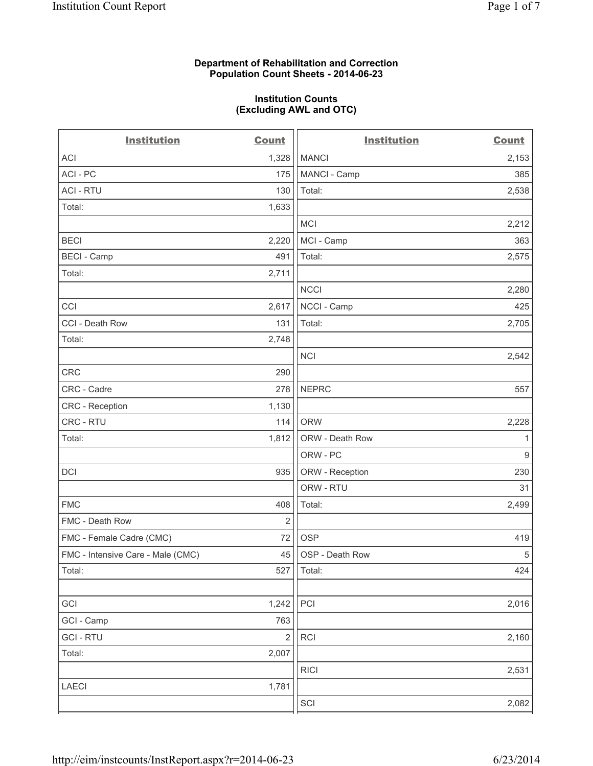**Department of Rehabilitation and Correction**
**Population Count Sheets - 2014-06-23**

**Institution Counts**
**(Excluding AWL and OTC)**

| Institution | Count | Institution | Count |
|---|---|---|---|
| ACI | 1,328 | MANCI | 2,153 |
| ACI - PC | 175 | MANCI - Camp | 385 |
| ACI - RTU | 130 | Total: | 2,538 |
| Total: | 1,633 | | |
| | | MCI | 2,212 |
| BECI | 2,220 | MCI - Camp | 363 |
| BECI - Camp | 491 | Total: | 2,575 |
| Total: | 2,711 | | |
| | | NCCI | 2,280 |
| CCI | 2,617 | NCCI - Camp | 425 |
| CCI - Death Row | 131 | Total: | 2,705 |
| Total: | 2,748 | | |
| | | NCI | 2,542 |
| CRC | 290 | | |
| CRC - Cadre | 278 | NEPRC | 557 |
| CRC - Reception | 1,130 | | |
| CRC - RTU | 114 | ORW | 2,228 |
| Total: | 1,812 | ORW - Death Row | 1 |
| | | ORW - PC | 9 |
| DCI | 935 | ORW - Reception | 230 |
| | | ORW - RTU | 31 |
| FMC | 408 | Total: | 2,499 |
| FMC - Death Row | 2 | | |
| FMC - Female Cadre (CMC) | 72 | OSP | 419 |
| FMC - Intensive Care - Male (CMC) | 45 | OSP - Death Row | 5 |
| Total: | 527 | Total: | 424 |
| | | | |
| GCI | 1,242 | PCI | 2,016 |
| GCI - Camp | 763 | | |
| GCI - RTU | 2 | RCI | 2,160 |
| Total: | 2,007 | | |
| | | RICI | 2,531 |
| LAECI | 1,781 | | |
| | | SCI | 2,082 |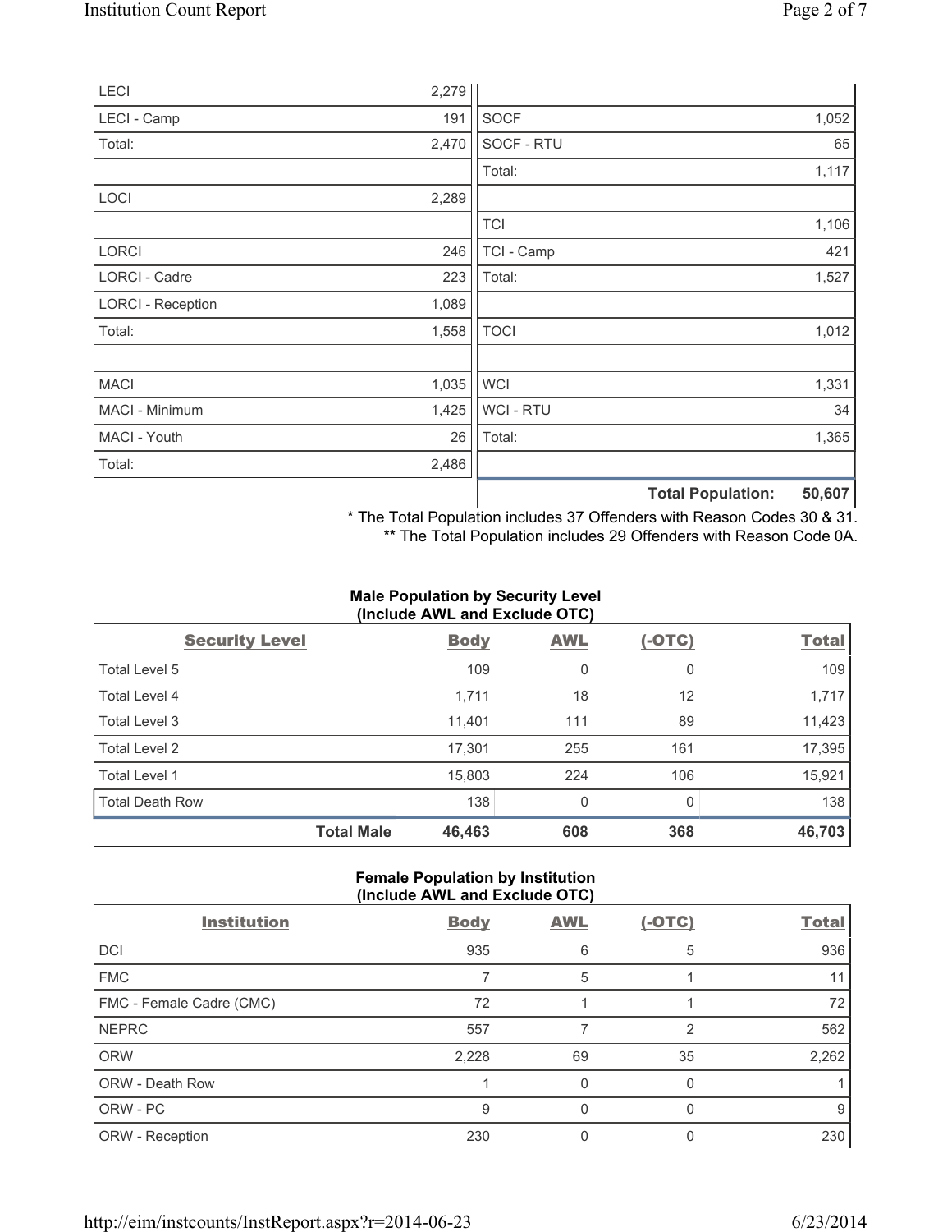| | |
|---|---|
| LECI | 2,279 |
| LECI - Camp | 191 |
| Total: | 2,470 |
| | |
| LOCI | 2,289 |
| | |
| LORCI | 246 |
| LORCI - Cadre | 223 |
| LORCI - Reception | 1,089 |
| Total: | 1,558 |
| | |
| MACI | 1,035 |
| MACI - Minimum | 1,425 |
| MACI - Youth | 26 |
| Total: | 2,486 |
| | |
| SOCF | 1,052 |
| SOCF - RTU | 65 |
| Total: | 1,117 |
| | |
| TCI | 1,106 |
| TCI - Camp | 421 |
| Total: | 1,527 |
| | |
| TOCI | 1,012 |
| | |
| WCI | 1,331 |
| WCI - RTU | 34 |
| Total: | 1,365 |
| | |
| **Total Population:** | **50,607** |

* The Total Population includes 37 Offenders with Reason Codes 30 & 31.
** The Total Population includes 29 Offenders with Reason Code 0A.

### Male Population by Security Level (Include AWL and Exclude OTC)

| Security Level | Body | AWL | (-OTC) | Total |
|---|---|---|---|---|
| Total Level 5 | 109 | 0 | 0 | 109 |
| Total Level 4 | 1,711 | 18 | 12 | 1,717 |
| Total Level 3 | 11,401 | 111 | 89 | 11,423 |
| Total Level 2 | 17,301 | 255 | 161 | 17,395 |
| Total Level 1 | 15,803 | 224 | 106 | 15,921 |
| Total Death Row | 138 | 0 | 0 | 138 |
| **Total Male** | **46,463** | **608** | **368** | **46,703** |

### Female Population by Institution (Include AWL and Exclude OTC)

| Institution | Body | AWL | (-OTC) | Total |
|---|---|---|---|---|
| DCI | 935 | 6 | 5 | 936 |
| FMC | 7 | 5 | 1 | 11 |
| FMC - Female Cadre (CMC) | 72 | 1 | 1 | 72 |
| NEPRC | 557 | 7 | 2 | 562 |
| ORW | 2,228 | 69 | 35 | 2,262 |
| ORW - Death Row | 1 | 0 | 0 | 1 |
| ORW - PC | 9 | 0 | 0 | 9 |
| ORW - Reception | 230 | 0 | 0 | 230 |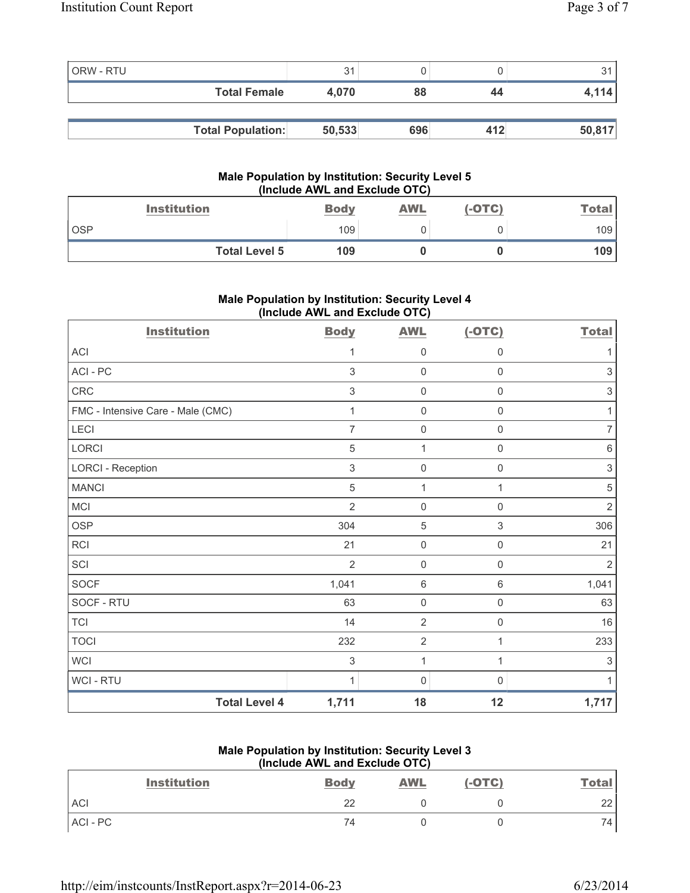| | | | | |
|---|---|---|---|---|
| ORW - RTU | 31 | 0 | 0 | 31 |
| **Total Female** | **4,070** | **88** | **44** | **4,114** |

| | | | | |
|---|---|---|---|---|
| **Total Population:** | **50,533** | **696** | **412** | **50,817** |

### Male Population by Institution: Security Level 5 (Include AWL and Exclude OTC)

| Institution | Body | AWL | (-OTC) | Total |
|---|---|---|---|---|
| OSP | 109 | 0 | 0 | 109 |
| **Total Level 5** | **109** | **0** | **0** | **109** |

### Male Population by Institution: Security Level 4 (Include AWL and Exclude OTC)

| Institution | Body | AWL | (-OTC) | Total |
|---|---|---|---|---|
| ACI | 1 | 0 | 0 | 1 |
| ACI - PC | 3 | 0 | 0 | 3 |
| CRC | 3 | 0 | 0 | 3 |
| FMC - Intensive Care - Male (CMC) | 1 | 0 | 0 | 1 |
| LECI | 7 | 0 | 0 | 7 |
| LORCI | 5 | 1 | 0 | 6 |
| LORCI - Reception | 3 | 0 | 0 | 3 |
| MANCI | 5 | 1 | 1 | 5 |
| MCI | 2 | 0 | 0 | 2 |
| OSP | 304 | 5 | 3 | 306 |
| RCI | 21 | 0 | 0 | 21 |
| SCI | 2 | 0 | 0 | 2 |
| SOCF | 1,041 | 6 | 6 | 1,041 |
| SOCF - RTU | 63 | 0 | 0 | 63 |
| TCI | 14 | 2 | 0 | 16 |
| TOCI | 232 | 2 | 1 | 233 |
| WCI | 3 | 1 | 1 | 3 |
| WCI - RTU | 1 | 0 | 0 | 1 |
| **Total Level 4** | **1,711** | **18** | **12** | **1,717** |

### Male Population by Institution: Security Level 3 (Include AWL and Exclude OTC)

| Institution | Body | AWL | (-OTC) | Total |
|---|---|---|---|---|
| ACI | 22 | 0 | 0 | 22 |
| ACI - PC | 74 | 0 | 0 | 74 |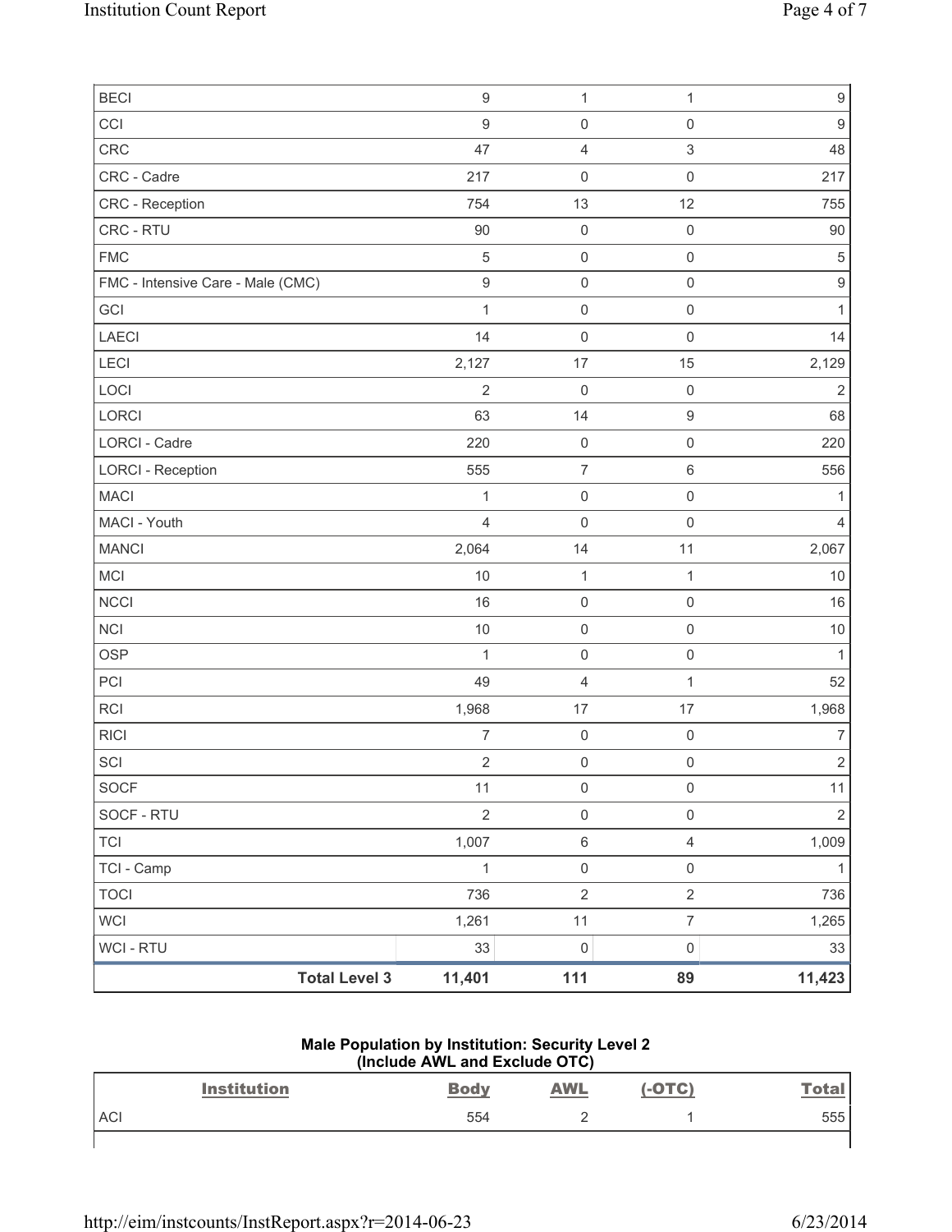| | | | | |
|---|---|---|---|---|
| BECI | 9 | 1 | 1 | 9 |
| CCI | 9 | 0 | 0 | 9 |
| CRC | 47 | 4 | 3 | 48 |
| CRC - Cadre | 217 | 0 | 0 | 217 |
| CRC - Reception | 754 | 13 | 12 | 755 |
| CRC - RTU | 90 | 0 | 0 | 90 |
| FMC | 5 | 0 | 0 | 5 |
| FMC - Intensive Care - Male (CMC) | 9 | 0 | 0 | 9 |
| GCI | 1 | 0 | 0 | 1 |
| LAECI | 14 | 0 | 0 | 14 |
| LECI | 2,127 | 17 | 15 | 2,129 |
| LOCI | 2 | 0 | 0 | 2 |
| LORCI | 63 | 14 | 9 | 68 |
| LORCI - Cadre | 220 | 0 | 0 | 220 |
| LORCI - Reception | 555 | 7 | 6 | 556 |
| MACI | 1 | 0 | 0 | 1 |
| MACI - Youth | 4 | 0 | 0 | 4 |
| MANCI | 2,064 | 14 | 11 | 2,067 |
| MCI | 10 | 1 | 1 | 10 |
| NCCI | 16 | 0 | 0 | 16 |
| NCI | 10 | 0 | 0 | 10 |
| OSP | 1 | 0 | 0 | 1 |
| PCI | 49 | 4 | 1 | 52 |
| RCI | 1,968 | 17 | 17 | 1,968 |
| RICI | 7 | 0 | 0 | 7 |
| SCI | 2 | 0 | 0 | 2 |
| SOCF | 11 | 0 | 0 | 11 |
| SOCF - RTU | 2 | 0 | 0 | 2 |
| TCI | 1,007 | 6 | 4 | 1,009 |
| TCI - Camp | 1 | 0 | 0 | 1 |
| TOCI | 736 | 2 | 2 | 736 |
| WCI | 1,261 | 11 | 7 | 1,265 |
| WCI - RTU | 33 | 0 | 0 | 33 |
| **Total Level 3** | **11,401** | **111** | **89** | **11,423** |

**Male Population by Institution: Security Level 2**
**(Include AWL and Exclude OTC)**

| Institution | Body | AWL | (-OTC) | Total |
|---|---|---|---|---|
| ACI | 554 | 2 | 1 | 555 |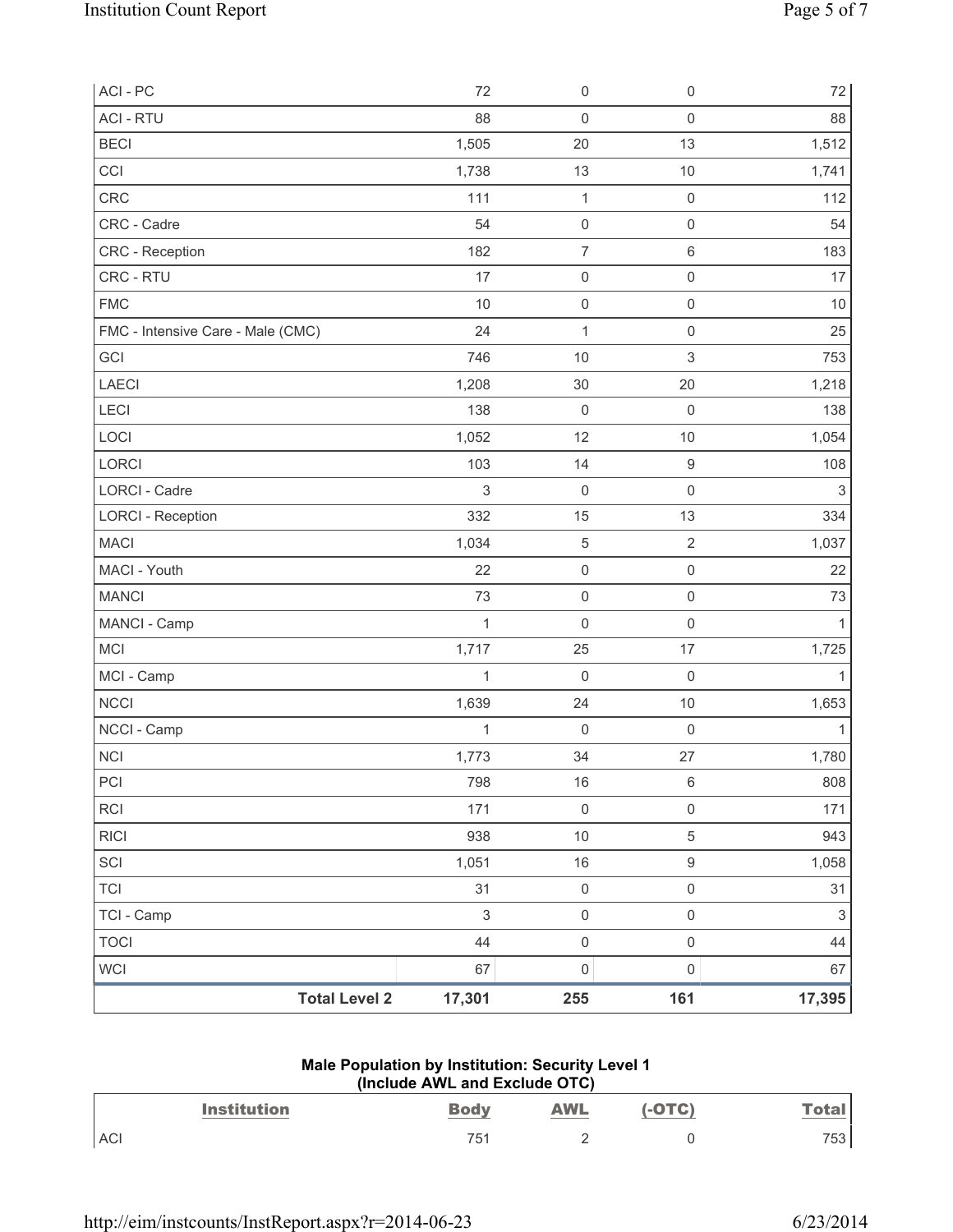| | Body | AWL | (-OTC) | Total |
|---|---|---|---|---|
| ACI - PC | 72 | 0 | 0 | 72 |
| ACI - RTU | 88 | 0 | 0 | 88 |
| BECI | 1,505 | 20 | 13 | 1,512 |
| CCI | 1,738 | 13 | 10 | 1,741 |
| CRC | 111 | 1 | 0 | 112 |
| CRC - Cadre | 54 | 0 | 0 | 54 |
| CRC - Reception | 182 | 7 | 6 | 183 |
| CRC - RTU | 17 | 0 | 0 | 17 |
| FMC | 10 | 0 | 0 | 10 |
| FMC - Intensive Care - Male (CMC) | 24 | 1 | 0 | 25 |
| GCI | 746 | 10 | 3 | 753 |
| LAECI | 1,208 | 30 | 20 | 1,218 |
| LECI | 138 | 0 | 0 | 138 |
| LOCI | 1,052 | 12 | 10 | 1,054 |
| LORCI | 103 | 14 | 9 | 108 |
| LORCI - Cadre | 3 | 0 | 0 | 3 |
| LORCI - Reception | 332 | 15 | 13 | 334 |
| MACI | 1,034 | 5 | 2 | 1,037 |
| MACI - Youth | 22 | 0 | 0 | 22 |
| MANCI | 73 | 0 | 0 | 73 |
| MANCI - Camp | 1 | 0 | 0 | 1 |
| MCI | 1,717 | 25 | 17 | 1,725 |
| MCI - Camp | 1 | 0 | 0 | 1 |
| NCCI | 1,639 | 24 | 10 | 1,653 |
| NCCI - Camp | 1 | 0 | 0 | 1 |
| NCI | 1,773 | 34 | 27 | 1,780 |
| PCI | 798 | 16 | 6 | 808 |
| RCI | 171 | 0 | 0 | 171 |
| RICI | 938 | 10 | 5 | 943 |
| SCI | 1,051 | 16 | 9 | 1,058 |
| TCI | 31 | 0 | 0 | 31 |
| TCI - Camp | 3 | 0 | 0 | 3 |
| TOCI | 44 | 0 | 0 | 44 |
| WCI | 67 | 0 | 0 | 67 |
| **Total Level 2** | **17,301** | **255** | **161** | **17,395** |

**Male Population by Institution: Security Level 1**
**(Include AWL and Exclude OTC)**

| Institution | Body | AWL | (-OTC) | Total |
|---|---|---|---|---|
| ACI | 751 | 2 | 0 | 753 |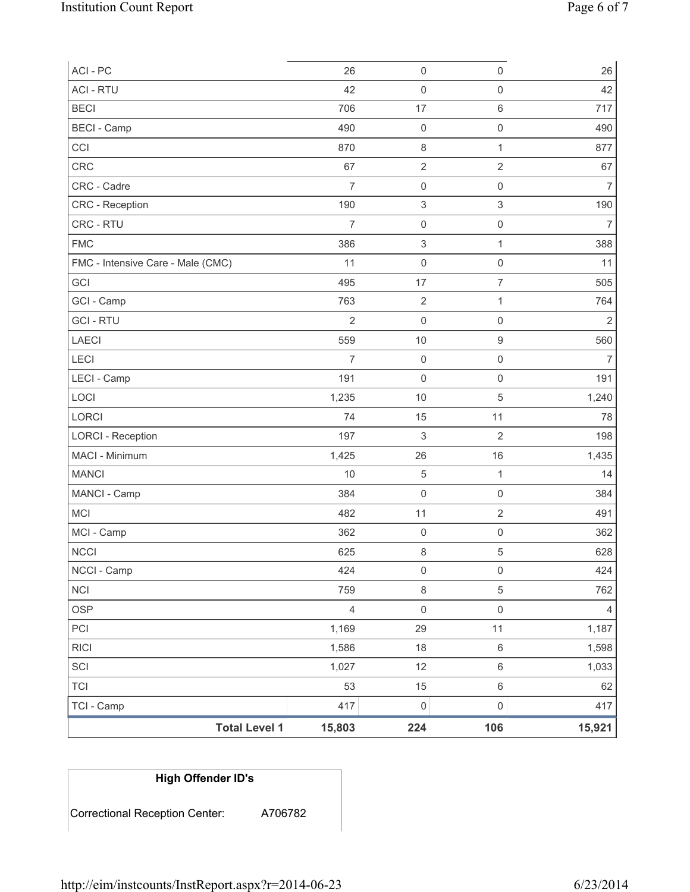| | | | | |
|---|---|---|---|---|
| ACI - PC | 26 | 0 | 0 | 26 |
| ACI - RTU | 42 | 0 | 0 | 42 |
| BECI | 706 | 17 | 6 | 717 |
| BECI - Camp | 490 | 0 | 0 | 490 |
| CCI | 870 | 8 | 1 | 877 |
| CRC | 67 | 2 | 2 | 67 |
| CRC - Cadre | 7 | 0 | 0 | 7 |
| CRC - Reception | 190 | 3 | 3 | 190 |
| CRC - RTU | 7 | 0 | 0 | 7 |
| FMC | 386 | 3 | 1 | 388 |
| FMC - Intensive Care - Male (CMC) | 11 | 0 | 0 | 11 |
| GCI | 495 | 17 | 7 | 505 |
| GCI - Camp | 763 | 2 | 1 | 764 |
| GCI - RTU | 2 | 0 | 0 | 2 |
| LAECI | 559 | 10 | 9 | 560 |
| LECI | 7 | 0 | 0 | 7 |
| LECI - Camp | 191 | 0 | 0 | 191 |
| LOCI | 1,235 | 10 | 5 | 1,240 |
| LORCI | 74 | 15 | 11 | 78 |
| LORCI - Reception | 197 | 3 | 2 | 198 |
| MACI - Minimum | 1,425 | 26 | 16 | 1,435 |
| MANCI | 10 | 5 | 1 | 14 |
| MANCI - Camp | 384 | 0 | 0 | 384 |
| MCI | 482 | 11 | 2 | 491 |
| MCI - Camp | 362 | 0 | 0 | 362 |
| NCCI | 625 | 8 | 5 | 628 |
| NCCI - Camp | 424 | 0 | 0 | 424 |
| NCI | 759 | 8 | 5 | 762 |
| OSP | 4 | 0 | 0 | 4 |
| PCI | 1,169 | 29 | 11 | 1,187 |
| RICI | 1,586 | 18 | 6 | 1,598 |
| SCI | 1,027 | 12 | 6 | 1,033 |
| TCI | 53 | 15 | 6 | 62 |
| TCI - Camp | 417 | 0 | 0 | 417 |
| **Total Level 1** | **15,803** | **224** | **106** | **15,921** |

| High Offender ID's | |
|---|---|
| Correctional Reception Center: | A706782 |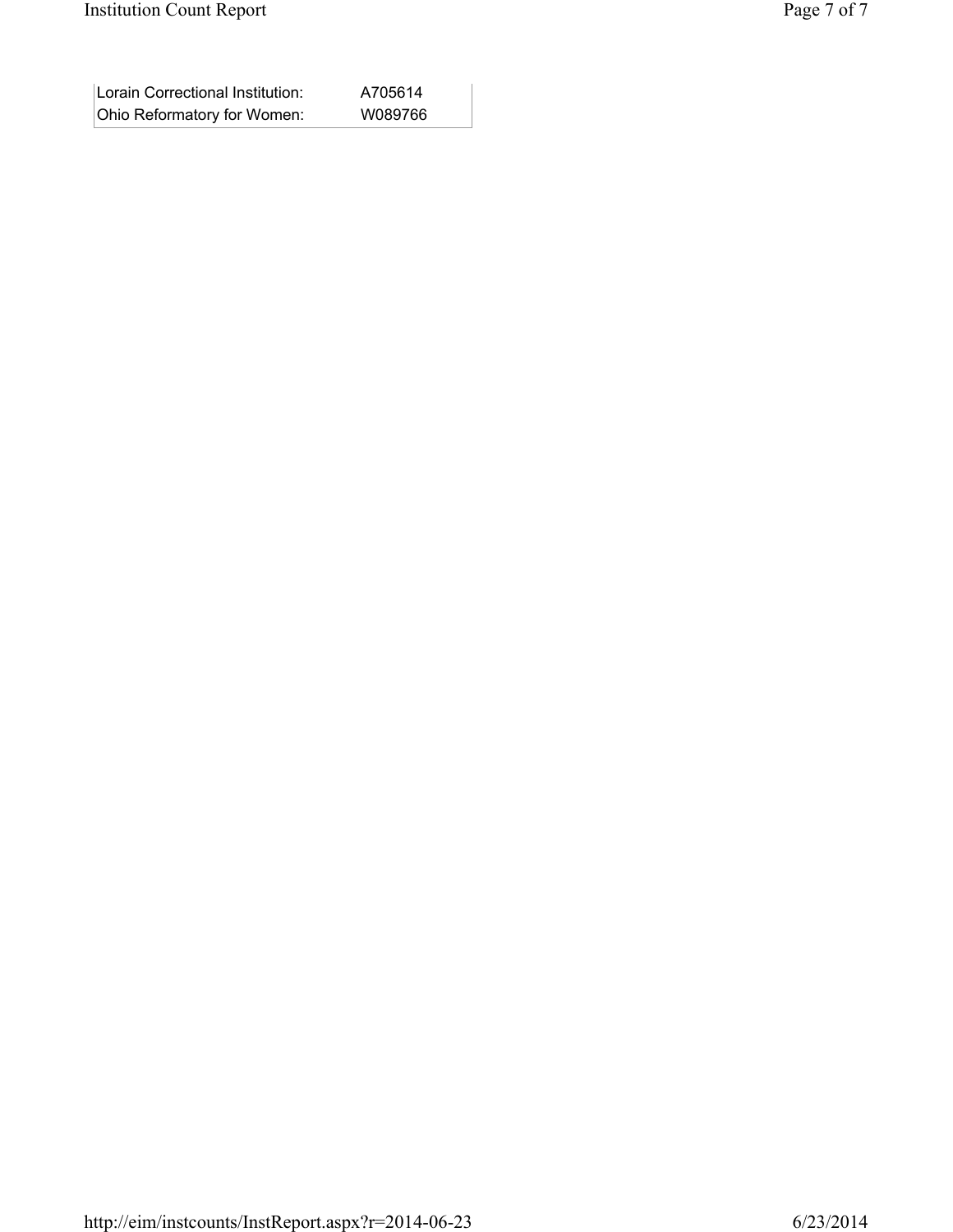| | |
|---|---|
| Lorain Correctional Institution: | A705614 |
| Ohio Reformatory for Women: | W089766 |